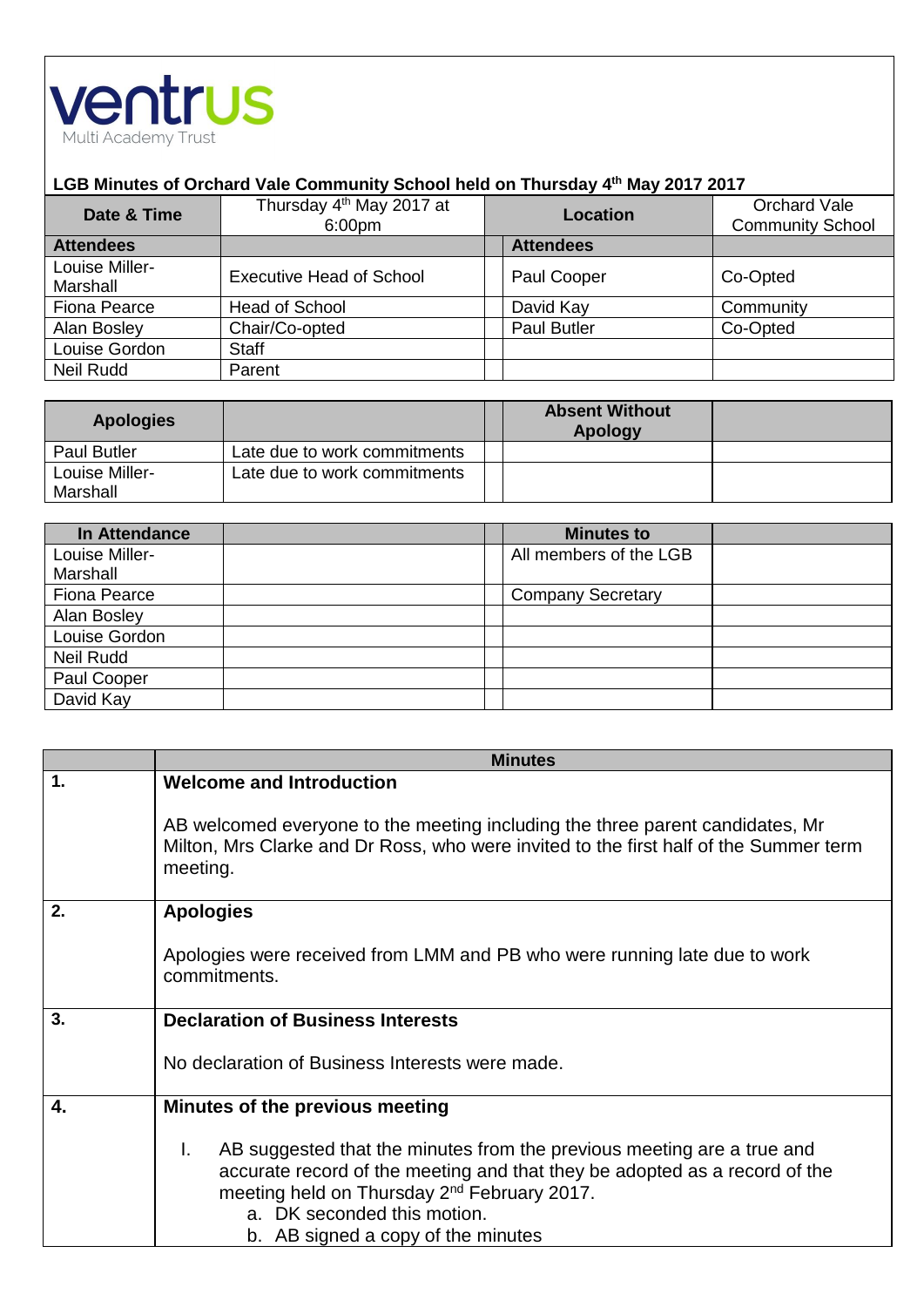ventrus
Multi Academy Trust

**LGB Minutes of Orchard Vale Community School held on Thursday 4th May 2017 2017**

| **Date & Time** | Thursday 4th May 2017 at 6:00pm | | **Location** | Orchard Vale Community School |
|---|---|---|---|---|
| **Attendees** | | | **Attendees** | |
| Louise Miller-Marshall | Executive Head of School | | Paul Cooper | Co-Opted |
| Fiona Pearce | Head of School | | David Kay | Community |
| Alan Bosley | Chair/Co-opted | | Paul Butler | Co-Opted |
| Louise Gordon | Staff | | | |
| Neil Rudd | Parent | | | |

| **Apologies** | | | **Absent Without Apology** | |
|---|---|---|---|---|
| Paul Butler | Late due to work commitments | | | |
| Louise Miller-Marshall | Late due to work commitments | | | |

| **In Attendance** | | | **Minutes to** | |
|---|---|---|---|---|
| Louise Miller-Marshall | | | All members of the LGB | |
| Fiona Pearce | | | Company Secretary | |
| Alan Bosley | | | | |
| Louise Gordon | | | | |
| Neil Rudd | | | | |
| Paul Cooper | | | | |
| David Kay | | | | |

| | **Minutes** |
|---|---|
| **1.** | **Welcome and Introduction**<br><br>AB welcomed everyone to the meeting including the three parent candidates, Mr Milton, Mrs Clarke and Dr Ross, who were invited to the first half of the Summer term meeting. |
| **2.** | **Apologies**<br><br>Apologies were received from LMM and PB who were running late due to work commitments. |
| **3.** | **Declaration of Business Interests**<br><br>No declaration of Business Interests were made. |
| **4.** | **Minutes of the previous meeting**<br><br>I. AB suggested that the minutes from the previous meeting are a true and accurate record of the meeting and that they be adopted as a record of the meeting held on Thursday 2nd February 2017.<br>a. DK seconded this motion.<br>b. AB signed a copy of the minutes |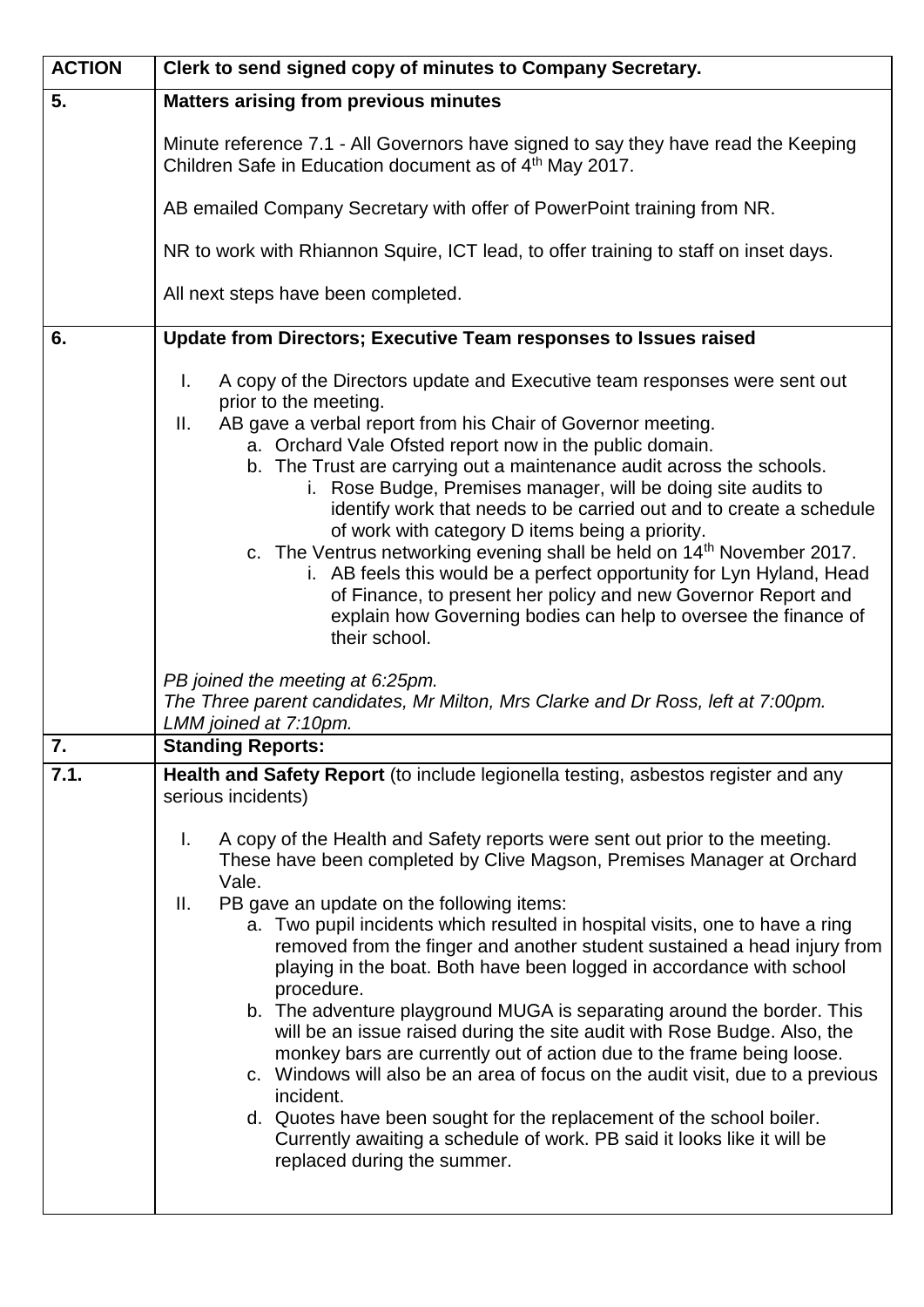| ACTION | Clerk to send signed copy of minutes to Company Secretary. |
|---|---|
| **5.** | **Matters arising from previous minutes**<br><br>Minute reference 7.1 - All Governors have signed to say they have read the Keeping Children Safe in Education document as of 4th May 2017.<br><br>AB emailed Company Secretary with offer of PowerPoint training from NR.<br><br>NR to work with Rhiannon Squire, ICT lead, to offer training to staff on inset days.<br><br>All next steps have been completed. |
| **6.** | **Update from Directors; Executive Team responses to Issues raised**<br><br>I. A copy of the Directors update and Executive team responses were sent out prior to the meeting.<br>II. AB gave a verbal report from his Chair of Governor meeting.<br>&nbsp;&nbsp;&nbsp;&nbsp;a. Orchard Vale Ofsted report now in the public domain.<br>&nbsp;&nbsp;&nbsp;&nbsp;b. The Trust are carrying out a maintenance audit across the schools.<br>&nbsp;&nbsp;&nbsp;&nbsp;&nbsp;&nbsp;&nbsp;&nbsp;i. Rose Budge, Premises manager, will be doing site audits to identify work that needs to be carried out and to create a schedule of work with category D items being a priority.<br>&nbsp;&nbsp;&nbsp;&nbsp;c. The Ventrus networking evening shall be held on 14th November 2017.<br>&nbsp;&nbsp;&nbsp;&nbsp;&nbsp;&nbsp;&nbsp;&nbsp;i. AB feels this would be a perfect opportunity for Lyn Hyland, Head of Finance, to present her policy and new Governor Report and explain how Governing bodies can help to oversee the finance of their school.<br><br>*PB joined the meeting at 6:25pm.*<br>*The Three parent candidates, Mr Milton, Mrs Clarke and Dr Ross, left at 7:00pm.*<br>*LMM joined at 7:10pm.* |
| **7.** | **Standing Reports:** |
| **7.1.** | **Health and Safety Report** (to include legionella testing, asbestos register and any serious incidents)<br><br>I. A copy of the Health and Safety reports were sent out prior to the meeting. These have been completed by Clive Magson, Premises Manager at Orchard Vale.<br>II. PB gave an update on the following items:<br>&nbsp;&nbsp;&nbsp;&nbsp;a. Two pupil incidents which resulted in hospital visits, one to have a ring removed from the finger and another student sustained a head injury from playing in the boat. Both have been logged in accordance with school procedure.<br>&nbsp;&nbsp;&nbsp;&nbsp;b. The adventure playground MUGA is separating around the border. This will be an issue raised during the site audit with Rose Budge. Also, the monkey bars are currently out of action due to the frame being loose.<br>&nbsp;&nbsp;&nbsp;&nbsp;c. Windows will also be an area of focus on the audit visit, due to a previous incident.<br>&nbsp;&nbsp;&nbsp;&nbsp;d. Quotes have been sought for the replacement of the school boiler. Currently awaiting a schedule of work. PB said it looks like it will be replaced during the summer. |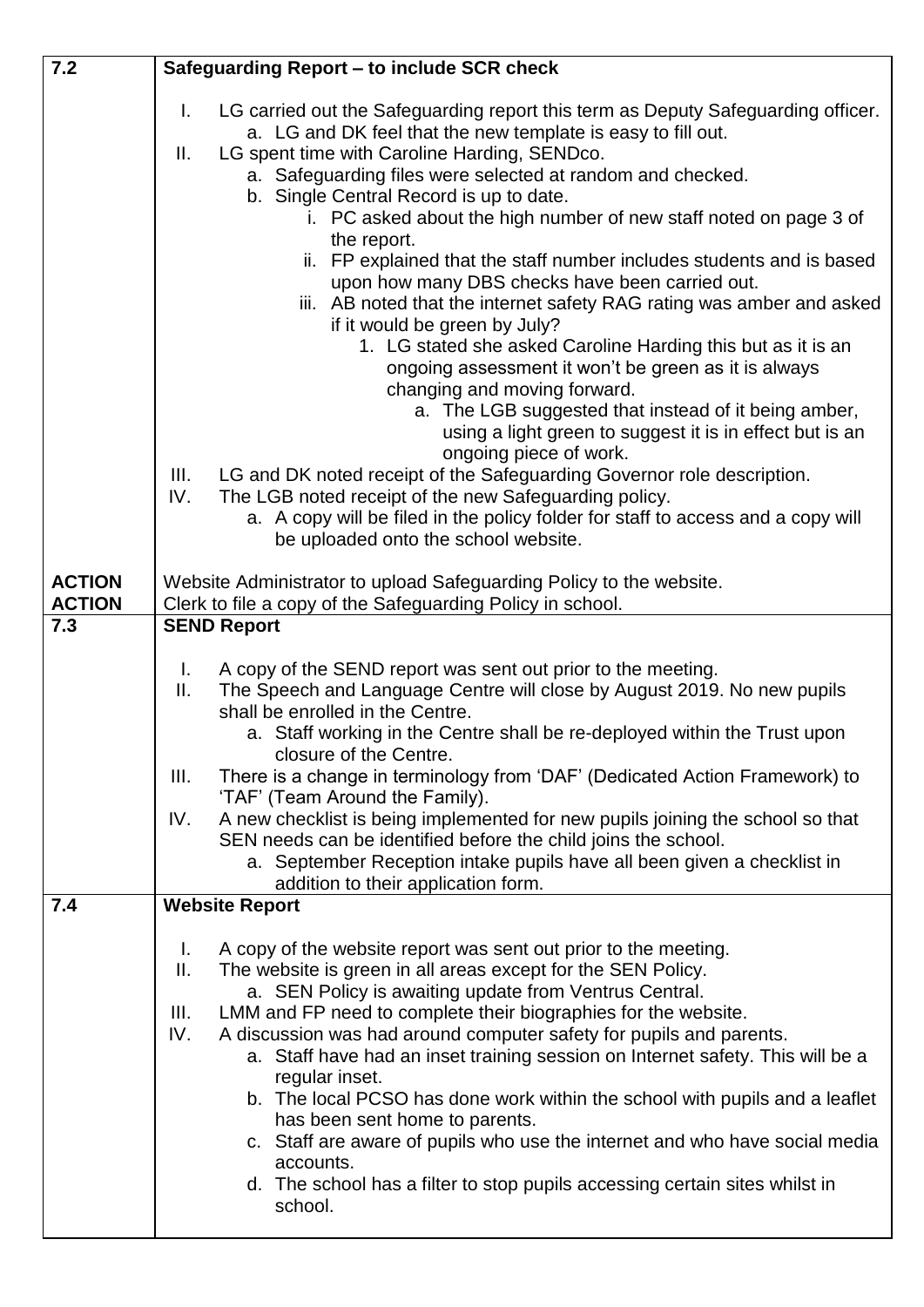| | |
|---|---|
| **7.2** | **Safeguarding Report – to include SCR check** |
| | I. LG carried out the Safeguarding report this term as Deputy Safeguarding officer.<br>&nbsp;&nbsp;&nbsp;&nbsp;a. LG and DK feel that the new template is easy to fill out.<br>II. LG spent time with Caroline Harding, SENDco.<br>&nbsp;&nbsp;&nbsp;&nbsp;a. Safeguarding files were selected at random and checked.<br>&nbsp;&nbsp;&nbsp;&nbsp;b. Single Central Record is up to date.<br>&nbsp;&nbsp;&nbsp;&nbsp;&nbsp;&nbsp;&nbsp;&nbsp;i. PC asked about the high number of new staff noted on page 3 of the report.<br>&nbsp;&nbsp;&nbsp;&nbsp;&nbsp;&nbsp;&nbsp;&nbsp;ii. FP explained that the staff number includes students and is based upon how many DBS checks have been carried out.<br>&nbsp;&nbsp;&nbsp;&nbsp;&nbsp;&nbsp;&nbsp;&nbsp;iii. AB noted that the internet safety RAG rating was amber and asked if it would be green by July?<br>&nbsp;&nbsp;&nbsp;&nbsp;&nbsp;&nbsp;&nbsp;&nbsp;&nbsp;&nbsp;&nbsp;&nbsp;1. LG stated she asked Caroline Harding this but as it is an ongoing assessment it won't be green as it is always changing and moving forward.<br>&nbsp;&nbsp;&nbsp;&nbsp;&nbsp;&nbsp;&nbsp;&nbsp;&nbsp;&nbsp;&nbsp;&nbsp;&nbsp;&nbsp;&nbsp;&nbsp;a. The LGB suggested that instead of it being amber, using a light green to suggest it is in effect but is an ongoing piece of work.<br>III. LG and DK noted receipt of the Safeguarding Governor role description.<br>IV. The LGB noted receipt of the new Safeguarding policy.<br>&nbsp;&nbsp;&nbsp;&nbsp;a. A copy will be filed in the policy folder for staff to access and a copy will be uploaded onto the school website. |
| **ACTION** | Website Administrator to upload Safeguarding Policy to the website. |
| **ACTION** | Clerk to file a copy of the Safeguarding Policy in school. |
| **7.3** | **SEND Report** |
| | I. A copy of the SEND report was sent out prior to the meeting.<br>II. The Speech and Language Centre will close by August 2019. No new pupils shall be enrolled in the Centre.<br>&nbsp;&nbsp;&nbsp;&nbsp;a. Staff working in the Centre shall be re-deployed within the Trust upon closure of the Centre.<br>III. There is a change in terminology from 'DAF' (Dedicated Action Framework) to 'TAF' (Team Around the Family).<br>IV. A new checklist is being implemented for new pupils joining the school so that SEN needs can be identified before the child joins the school.<br>&nbsp;&nbsp;&nbsp;&nbsp;a. September Reception intake pupils have all been given a checklist in addition to their application form. |
| **7.4** | **Website Report** |
| | I. A copy of the website report was sent out prior to the meeting.<br>II. The website is green in all areas except for the SEN Policy.<br>&nbsp;&nbsp;&nbsp;&nbsp;a. SEN Policy is awaiting update from Ventrus Central.<br>III. LMM and FP need to complete their biographies for the website.<br>IV. A discussion was had around computer safety for pupils and parents.<br>&nbsp;&nbsp;&nbsp;&nbsp;a. Staff have had an inset training session on Internet safety. This will be a regular inset.<br>&nbsp;&nbsp;&nbsp;&nbsp;b. The local PCSO has done work within the school with pupils and a leaflet has been sent home to parents.<br>&nbsp;&nbsp;&nbsp;&nbsp;c. Staff are aware of pupils who use the internet and who have social media accounts.<br>&nbsp;&nbsp;&nbsp;&nbsp;d. The school has a filter to stop pupils accessing certain sites whilst in school. |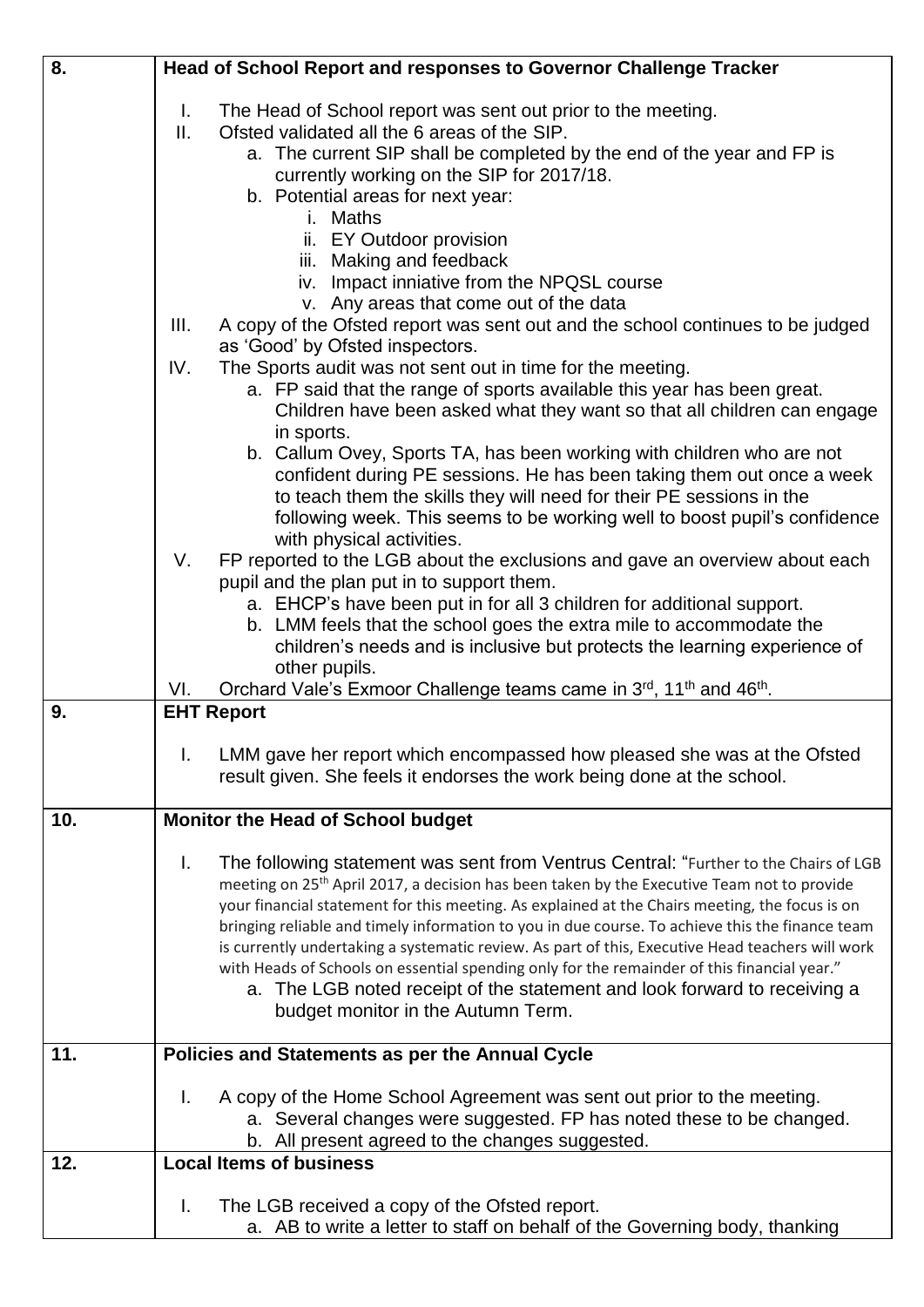| | |
|---|---|
| **8.** | **Head of School Report and responses to Governor Challenge Tracker**<br><br>I. The Head of School report was sent out prior to the meeting.<br>II. Ofsted validated all the 6 areas of the SIP.<br>a. The current SIP shall be completed by the end of the year and FP is currently working on the SIP for 2017/18.<br>b. Potential areas for next year:<br>i. Maths<br>ii. EY Outdoor provision<br>iii. Making and feedback<br>iv. Impact inniative from the NPQSL course<br>v. Any areas that come out of the data<br>III. A copy of the Ofsted report was sent out and the school continues to be judged as 'Good' by Ofsted inspectors.<br>IV. The Sports audit was not sent out in time for the meeting.<br>a. FP said that the range of sports available this year has been great. Children have been asked what they want so that all children can engage in sports.<br>b. Callum Ovey, Sports TA, has been working with children who are not confident during PE sessions. He has been taking them out once a week to teach them the skills they will need for their PE sessions in the following week. This seems to be working well to boost pupil's confidence with physical activities.<br>V. FP reported to the LGB about the exclusions and gave an overview about each pupil and the plan put in to support them.<br>a. EHCP's have been put in for all 3 children for additional support.<br>b. LMM feels that the school goes the extra mile to accommodate the children's needs and is inclusive but protects the learning experience of other pupils.<br>VI. Orchard Vale's Exmoor Challenge teams came in 3rd, 11th and 46th. |
| **9.** | **EHT Report**<br><br>I. LMM gave her report which encompassed how pleased she was at the Ofsted result given. She feels it endorses the work being done at the school. |
| **10.** | **Monitor the Head of School budget**<br><br>I. The following statement was sent from Ventrus Central: "Further to the Chairs of LGB meeting on 25th April 2017, a decision has been taken by the Executive Team not to provide your financial statement for this meeting. As explained at the Chairs meeting, the focus is on bringing reliable and timely information to you in due course. To achieve this the finance team is currently undertaking a systematic review. As part of this, Executive Head teachers will work with Heads of Schools on essential spending only for the remainder of this financial year."<br>a. The LGB noted receipt of the statement and look forward to receiving a budget monitor in the Autumn Term. |
| **11.** | **Policies and Statements as per the Annual Cycle**<br><br>I. A copy of the Home School Agreement was sent out prior to the meeting.<br>a. Several changes were suggested. FP has noted these to be changed.<br>b. All present agreed to the changes suggested. |
| **12.** | **Local Items of business**<br><br>I. The LGB received a copy of the Ofsted report.<br>a. AB to write a letter to staff on behalf of the Governing body, thanking |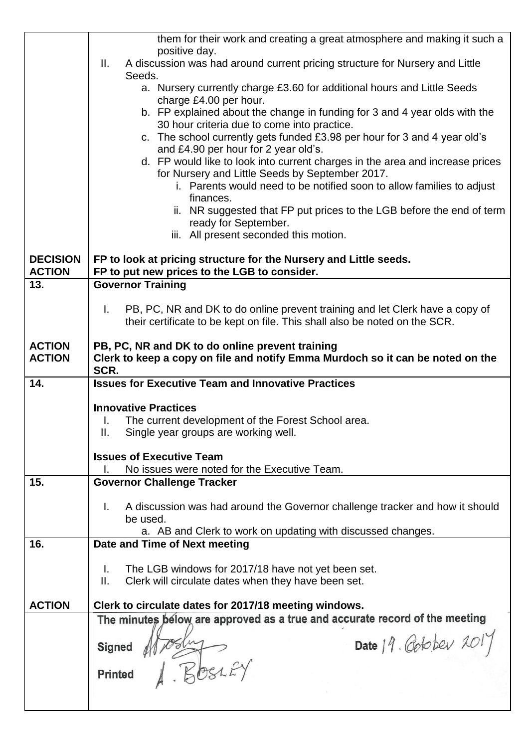| | |
|---|---|
| | them for their work and creating a great atmosphere and making it such a positive day.<br>II. A discussion was had around current pricing structure for Nursery and Little Seeds.<br>a. Nursery currently charge £3.60 for additional hours and Little Seeds charge £4.00 per hour.<br>b. FP explained about the change in funding for 3 and 4 year olds with the 30 hour criteria due to come into practice.<br>c. The school currently gets funded £3.98 per hour for 3 and 4 year old's and £4.90 per hour for 2 year old's.<br>d. FP would like to look into current charges in the area and increase prices for Nursery and Little Seeds by September 2017.<br>i. Parents would need to be notified soon to allow families to adjust finances.<br>ii. NR suggested that FP put prices to the LGB before the end of term ready for September.<br>iii. All present seconded this motion. |
| **DECISION**<br>**ACTION** | **FP to look at pricing structure for the Nursery and Little seeds.**<br>**FP to put new prices to the LGB to consider.** |
| **13.** | **Governor Training** |
| | I. PB, PC, NR and DK to do online prevent training and let Clerk have a copy of their certificate to be kept on file. This shall also be noted on the SCR. |
| **ACTION**<br>**ACTION** | **PB, PC, NR and DK to do online prevent training**<br>**Clerk to keep a copy on file and notify Emma Murdoch so it can be noted on the SCR.** |
| **14.** | **Issues for Executive Team and Innovative Practices** |
| | **Innovative Practices**<br>I. The current development of the Forest School area.<br>II. Single year groups are working well.<br><br>**Issues of Executive Team**<br>I. No issues were noted for the Executive Team. |
| **15.** | **Governor Challenge Tracker** |
| | I. A discussion was had around the Governor challenge tracker and how it should be used.<br>a. AB and Clerk to work on updating with discussed changes. |
| **16.** | **Date and Time of Next meeting** |
| | I. The LGB windows for 2017/18 have not yet been set.<br>II. Clerk will circulate dates when they have been set. |
| **ACTION** | **Clerk to circulate dates for 2017/18 meeting windows.** |
| | **The minutes below are approved as a true and accurate record of the meeting**<br>**Signed** [signature] **Date** 19. October 2017<br>**Printed** A. BOSLEY |